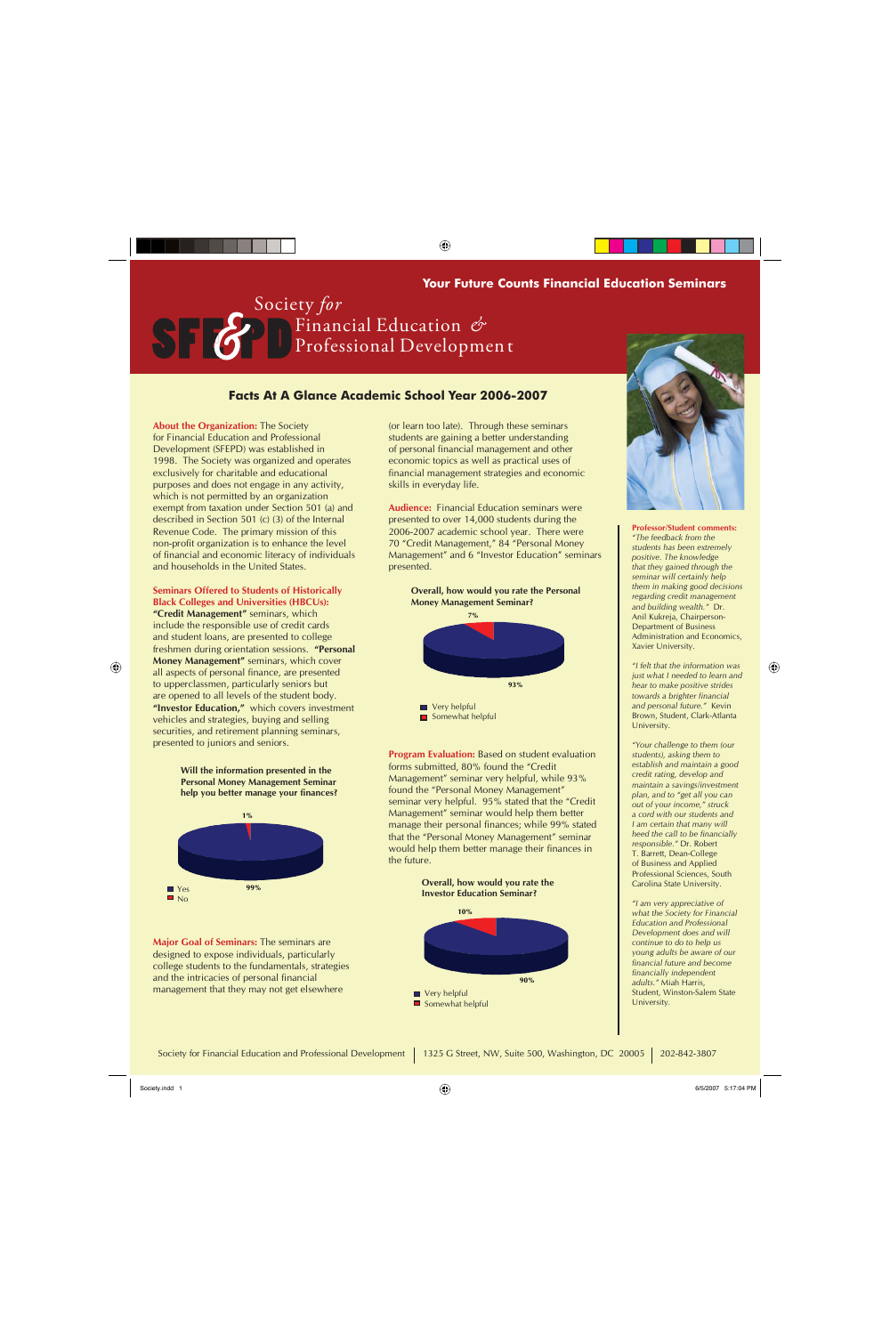## Your Future Counts Financial Education Seminars

# Society *for* Financial Education & Professional Development

## Facts At A Glance Academic School Year 2006-2007

**About the Organization:** The Society for Financial Education and Professional Development (SFEPD) was established in 1998. The Society was organized and operates exclusively for charitable and educational purposes and does not engage in any activity, which is not permitted by an organization exempt from taxation under Section 501 (a) and described in Section 501 (c) (3) of the Internal Revenue Code. The primary mission of this non-profit organization is to enhance the level of financial and economic literacy of individuals and households in the United States.

**Seminars Offered to Students of Historically Black Colleges and Universities (HBCUs):**
**"Credit Management"** seminars, which include the responsible use of credit cards and student loans, are presented to college freshmen during orientation sessions. **"Personal Money Management"** seminars, which cover all aspects of personal finance, are presented to upperclassmen, particularly seniors but are opened to all levels of the student body. **"Investor Education,"** which covers investment vehicles and strategies, buying and selling securities, and retirement planning seminars, presented to juniors and seniors.

**Will the information presented in the Personal Money Management Seminar help you better manage your finances?**

- Yes: 99%
- No: 1%

**Major Goal of Seminars:** The seminars are designed to expose individuals, particularly college students to the fundamentals, strategies and the intricacies of personal financial management that they may not get elsewhere (or learn too late). Through these seminars students are gaining a better understanding of personal financial management and other economic topics as well as practical uses of financial management strategies and economic skills in everyday life.

**Audience:** Financial Education seminars were presented to over 14,000 students during the 2006-2007 academic school year. There were 70 "Credit Management," 84 "Personal Money Management" and 6 "Investor Education" seminars presented.

**Overall, how would you rate the Personal Money Management Seminar?**

- Very helpful: 93%
- Somewhat helpful: 7%

**Program Evaluation:** Based on student evaluation forms submitted, 80% found the "Credit Management" seminar very helpful, while 93% found the "Personal Money Management" seminar very helpful. 95% stated that the "Credit Management" seminar would help them better manage their personal finances; while 99% stated that the "Personal Money Management" seminar would help them better manage their finances in the future.

**Overall, how would you rate the Investor Education Seminar?**

- Very helpful: 90%
- Somewhat helpful: 10%

**Professor/Student comments:**

*"The feedback from the students has been extremely positive. The knowledge that they gained through the seminar will certainly help them in making good decisions regarding credit management and building wealth."* Dr. Anil Kukreja, Chairperson-Department of Business Administration and Economics, Xavier University.

*"I felt that the information was just what I needed to learn and hear to make positive strides towards a brighter financial and personal future."* Kevin Brown, Student, Clark-Atlanta University.

*"Your challenge to them (our students), asking them to establish and maintain a good credit rating, develop and maintain a savings/investment plan, and to "get all you can out of your income," struck a cord with our students and I am certain that many will heed the call to be financially responsible."* Dr. Robert T. Barrett, Dean-College of Business and Applied Professional Sciences, South Carolina State University.

*"I am very appreciative of what the Society for Financial Education and Professional Development does and will continue to do to help us young adults be aware of our financial future and become financially independent adults."* Miah Harris, Student, Winston-Salem State University.

Society for Financial Education and Professional Development | 1325 G Street, NW, Suite 500, Washington, DC 20005 | 202-842-3807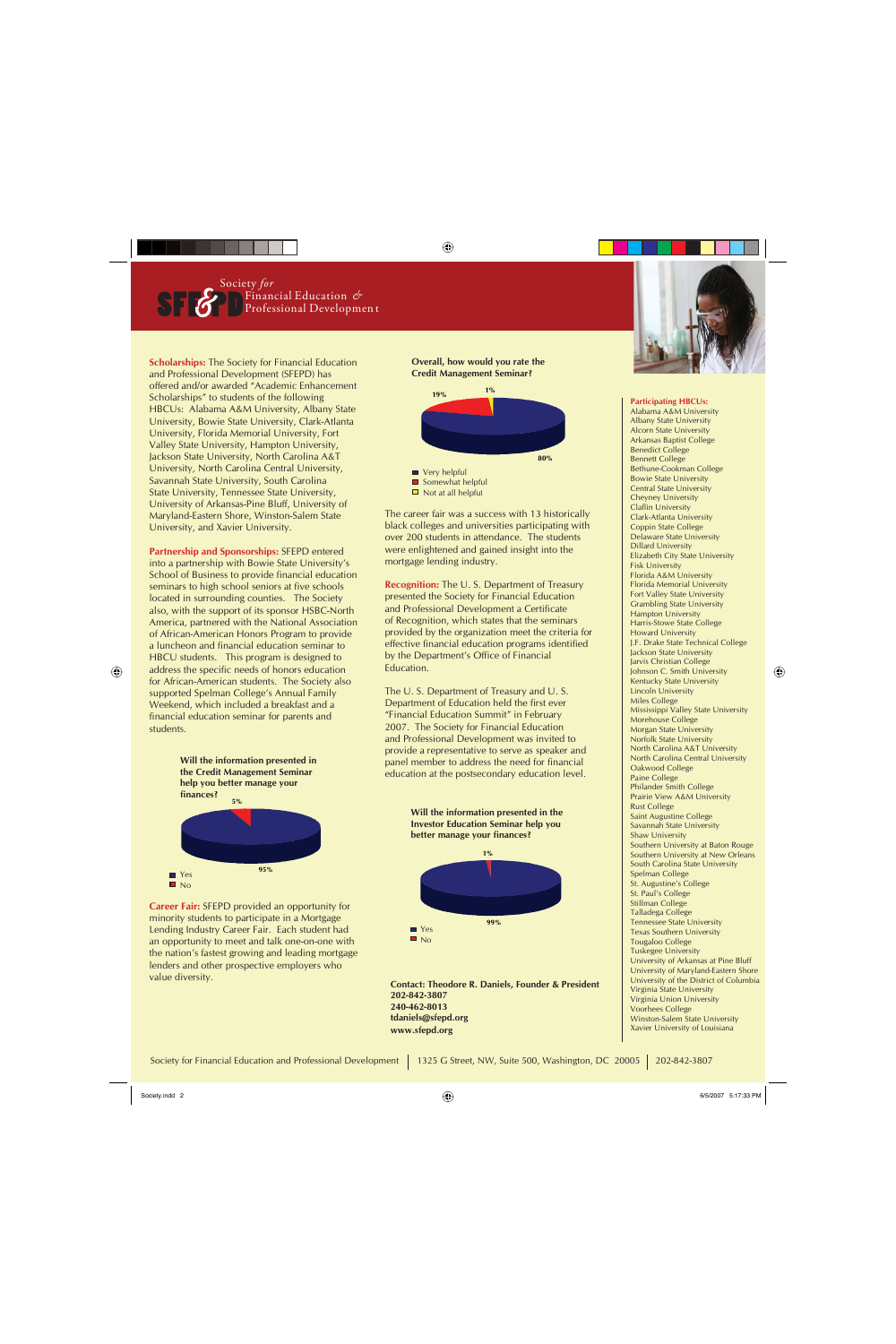# Society *for* Financial Education & Professional Development

**Scholarships:** The Society for Financial Education and Professional Development (SFEPD) has offered and/or awarded "Academic Enhancement Scholarships" to students of the following HBCUs: Alabama A&M University, Albany State University, Bowie State University, Clark-Atlanta University, Florida Memorial University, Fort Valley State University, Hampton University, Jackson State University, North Carolina A&T University, North Carolina Central University, Savannah State University, South Carolina State University, Tennessee State University, University of Arkansas-Pine Bluff, University of Maryland-Eastern Shore, Winston-Salem State University, and Xavier University.

**Partnership and Sponsorships:** SFEPD entered into a partnership with Bowie State University's School of Business to provide financial education seminars to high school seniors at five schools located in surrounding counties. The Society also, with the support of its sponsor HSBC-North America, partnered with the National Association of African-American Honors Program to provide a luncheon and financial education seminar to HBCU students. This program is designed to address the specific needs of honors education for African-American students. The Society also supported Spelman College's Annual Family Weekend, which included a breakfast and a financial education seminar for parents and students.

**Will the information presented in the Credit Management Seminar help you better manage your finances?**

5%
95%
Yes
No

**Career Fair:** SFEPD provided an opportunity for minority students to participate in a Mortgage Lending Industry Career Fair. Each student had an opportunity to meet and talk one-on-one with the nation's fastest growing and leading mortgage lenders and other prospective employers who value diversity.

**Overall, how would you rate the Credit Management Seminar?**

19%
1%
80%
Very helpful
Somewhat helpful
Not at all helpful

The career fair was a success with 13 historically black colleges and universities participating with over 200 students in attendance. The students were enlightened and gained insight into the mortgage lending industry.

**Recognition:** The U. S. Department of Treasury presented the Society for Financial Education and Professional Development a Certificate of Recognition, which states that the seminars provided by the organization meet the criteria for effective financial education programs identified by the Department's Office of Financial Education.

The U. S. Department of Treasury and U. S. Department of Education held the first ever "Financial Education Summit" in February 2007. The Society for Financial Education and Professional Development was invited to provide a representative to serve as speaker and panel member to address the need for financial education at the postsecondary education level.

**Will the information presented in the Investor Education Seminar help you better manage your finances?**

1%
99%
Yes
No

**Contact: Theodore R. Daniels, Founder & President**
**202-842-3807**
**240-462-8013**
**tdaniels@sfepd.org**
**www.sfepd.org**

**Participating HBCUs:**

Alabama A&M University
Albany State University
Alcorn State University
Arkansas Baptist College
Benedict College
Bennett College
Bethune-Cookman College
Bowie State University
Central State University
Cheyney University
Claflin University
Clark-Atlanta University
Coppin State College
Delaware State University
Dillard University
Elizabeth City State University
Fisk University
Florida A&M University
Florida Memorial University
Fort Valley State University
Grambling State University
Hampton University
Harris-Stowe State College
Howard University
J.F. Drake State Technical College
Jackson State University
Jarvis Christian College
Johnson C. Smith University
Kentucky State University
Lincoln University
Miles College
Mississippi Valley State University
Morehouse College
Morgan State University
Norfolk State University
North Carolina A&T University
North Carolina Central University
Oakwood College
Paine College
Philander Smith College
Prairie View A&M University
Rust College
Saint Augustine College
Savannah State University
Shaw University
Southern University at Baton Rouge
Southern University at New Orleans
South Carolina State University
Spelman College
St. Augustine's College
St. Paul's College
Stillman College
Talladega College
Tennessee State University
Texas Southern University
Tougaloo College
Tuskegee University
University of Arkansas at Pine Bluff
University of Maryland-Eastern Shore
University of the District of Columbia
Virginia State University
Virginia Union University
Voorhees College
Winston-Salem State University
Xavier University of Louisiana

Society for Financial Education and Professional Development | 1325 G Street, NW, Suite 500, Washington, DC 20005 | 202-842-3807